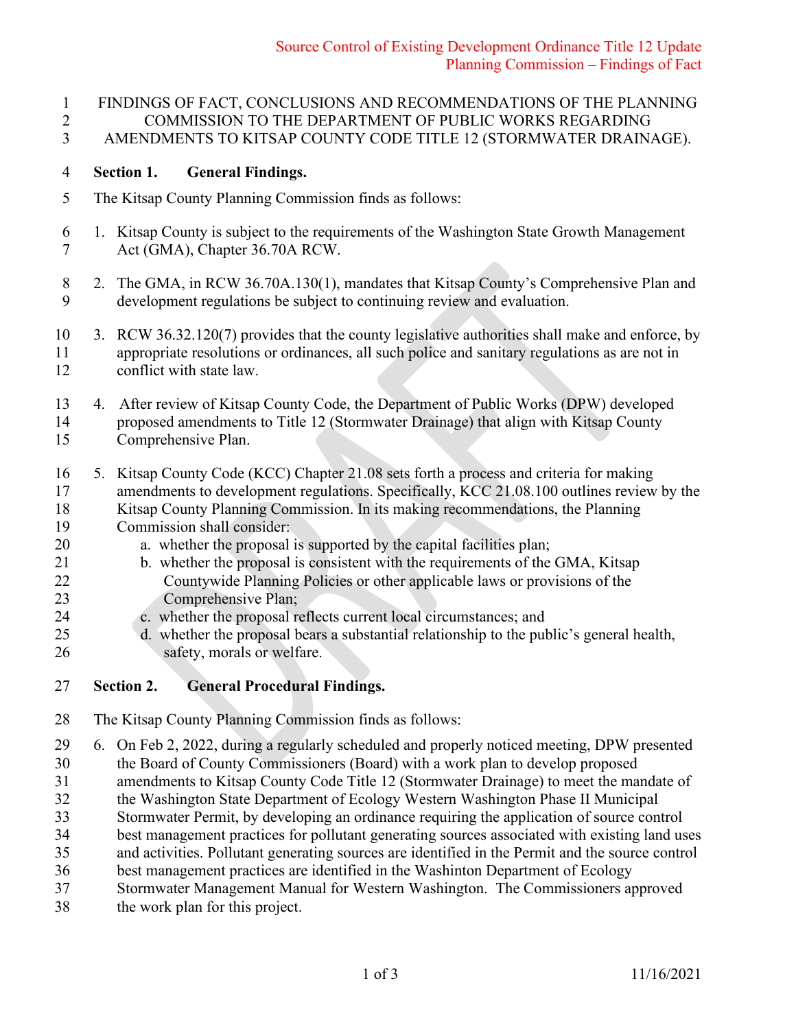# FINDINGS OF FACT, CONCLUSIONS AND RECOMMENDATIONS OF THE PLANNING COMMISSION TO THE DEPARTMENT OF PUBLIC WORKS REGARDING AMENDMENTS TO KITSAP COUNTY CODE TITLE 12 (STORMWATER DRAINAGE).

## Section 1. General Findings.

The Kitsap County Planning Commission finds as follows:

1. Kitsap County is subject to the requirements of the Washington State Growth Management Act (GMA), Chapter 36.70A RCW.

2. The GMA, in RCW 36.70A.130(1), mandates that Kitsap County's Comprehensive Plan and development regulations be subject to continuing review and evaluation.

3. RCW 36.32.120(7) provides that the county legislative authorities shall make and enforce, by appropriate resolutions or ordinances, all such police and sanitary regulations as are not in conflict with state law.

4. After review of Kitsap County Code, the Department of Public Works (DPW) developed proposed amendments to Title 12 (Stormwater Drainage) that align with Kitsap County Comprehensive Plan.

5. Kitsap County Code (KCC) Chapter 21.08 sets forth a process and criteria for making amendments to development regulations. Specifically, KCC 21.08.100 outlines review by the Kitsap County Planning Commission. In its making recommendations, the Planning Commission shall consider:
   a. whether the proposal is supported by the capital facilities plan;
   b. whether the proposal is consistent with the requirements of the GMA, Kitsap Countywide Planning Policies or other applicable laws or provisions of the Comprehensive Plan;
   c. whether the proposal reflects current local circumstances; and
   d. whether the proposal bears a substantial relationship to the public's general health, safety, morals or welfare.

## Section 2. General Procedural Findings.

The Kitsap County Planning Commission finds as follows:

6. On Feb 2, 2022, during a regularly scheduled and properly noticed meeting, DPW presented the Board of County Commissioners (Board) with a work plan to develop proposed amendments to Kitsap County Code Title 12 (Stormwater Drainage) to meet the mandate of the Washington State Department of Ecology Western Washington Phase II Municipal Stormwater Permit, by developing an ordinance requiring the application of source control best management practices for pollutant generating sources associated with existing land uses and activities. Pollutant generating sources are identified in the Permit and the source control best management practices are identified in the Washinton Department of Ecology Stormwater Management Manual for Western Washington. The Commissioners approved the work plan for this project.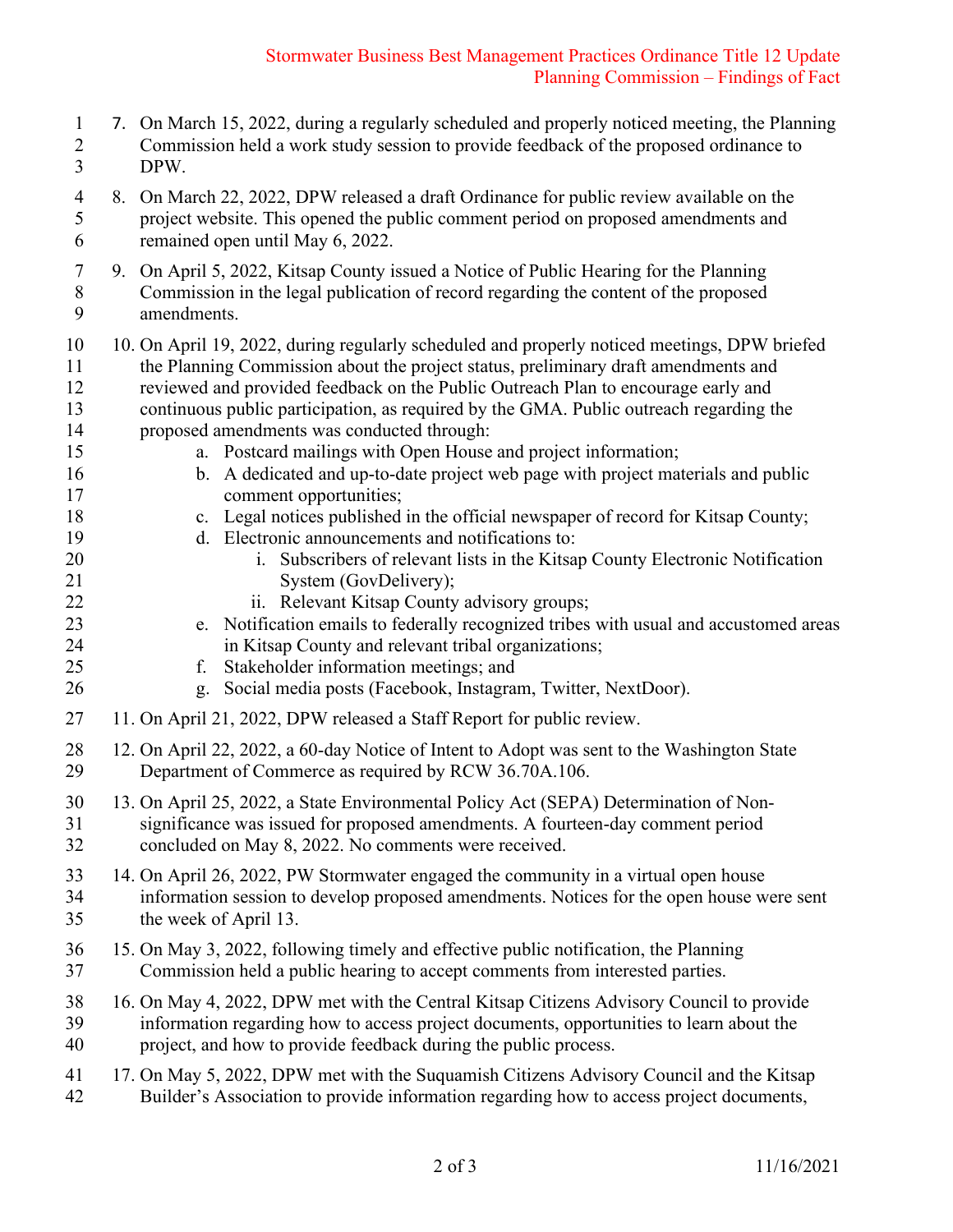7. On March 15, 2022, during a regularly scheduled and properly noticed meeting, the Planning Commission held a work study session to provide feedback of the proposed ordinance to DPW.

8. On March 22, 2022, DPW released a draft Ordinance for public review available on the project website. This opened the public comment period on proposed amendments and remained open until May 6, 2022.

9. On April 5, 2022, Kitsap County issued a Notice of Public Hearing for the Planning Commission in the legal publication of record regarding the content of the proposed amendments.

10. On April 19, 2022, during regularly scheduled and properly noticed meetings, DPW briefed the Planning Commission about the project status, preliminary draft amendments and reviewed and provided feedback on the Public Outreach Plan to encourage early and continuous public participation, as required by the GMA. Public outreach regarding the proposed amendments was conducted through:
    a. Postcard mailings with Open House and project information;
    b. A dedicated and up-to-date project web page with project materials and public comment opportunities;
    c. Legal notices published in the official newspaper of record for Kitsap County;
    d. Electronic announcements and notifications to:
        i. Subscribers of relevant lists in the Kitsap County Electronic Notification System (GovDelivery);
        ii. Relevant Kitsap County advisory groups;
    e. Notification emails to federally recognized tribes with usual and accustomed areas in Kitsap County and relevant tribal organizations;
    f. Stakeholder information meetings; and
    g. Social media posts (Facebook, Instagram, Twitter, NextDoor).

11. On April 21, 2022, DPW released a Staff Report for public review.

12. On April 22, 2022, a 60-day Notice of Intent to Adopt was sent to the Washington State Department of Commerce as required by RCW 36.70A.106.

13. On April 25, 2022, a State Environmental Policy Act (SEPA) Determination of Non-significance was issued for proposed amendments. A fourteen-day comment period concluded on May 8, 2022. No comments were received.

14. On April 26, 2022, PW Stormwater engaged the community in a virtual open house information session to develop proposed amendments. Notices for the open house were sent the week of April 13.

15. On May 3, 2022, following timely and effective public notification, the Planning Commission held a public hearing to accept comments from interested parties.

16. On May 4, 2022, DPW met with the Central Kitsap Citizens Advisory Council to provide information regarding how to access project documents, opportunities to learn about the project, and how to provide feedback during the public process.

17. On May 5, 2022, DPW met with the Suquamish Citizens Advisory Council and the Kitsap Builder's Association to provide information regarding how to access project documents,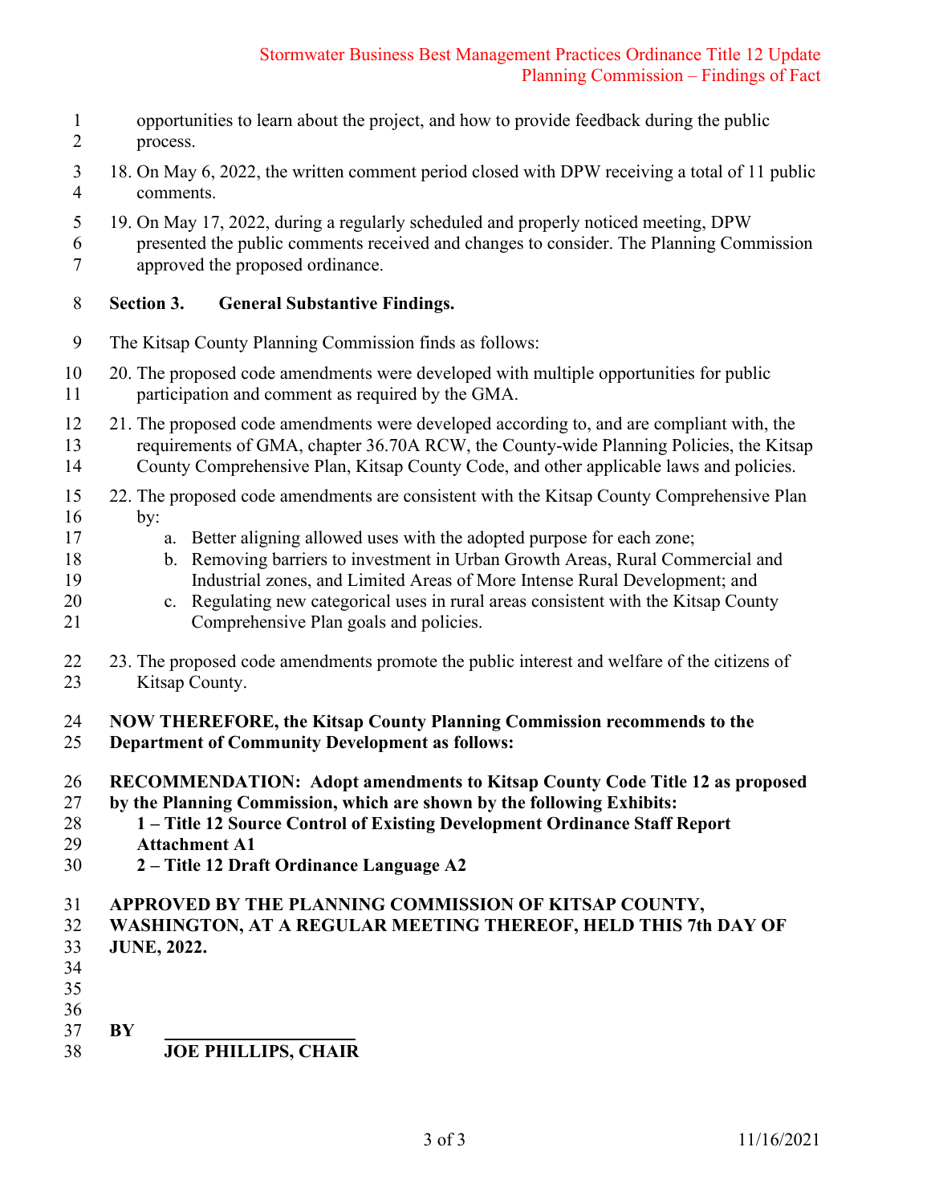opportunities to learn about the project, and how to provide feedback during the public process.

18. On May 6, 2022, the written comment period closed with DPW receiving a total of 11 public comments.

19. On May 17, 2022, during a regularly scheduled and properly noticed meeting, DPW presented the public comments received and changes to consider. The Planning Commission approved the proposed ordinance.

## Section 3. General Substantive Findings.

The Kitsap County Planning Commission finds as follows:

20. The proposed code amendments were developed with multiple opportunities for public participation and comment as required by the GMA.

21. The proposed code amendments were developed according to, and are compliant with, the requirements of GMA, chapter 36.70A RCW, the County-wide Planning Policies, the Kitsap County Comprehensive Plan, Kitsap County Code, and other applicable laws and policies.

22. The proposed code amendments are consistent with the Kitsap County Comprehensive Plan by:
    a. Better aligning allowed uses with the adopted purpose for each zone;
    b. Removing barriers to investment in Urban Growth Areas, Rural Commercial and Industrial zones, and Limited Areas of More Intense Rural Development; and
    c. Regulating new categorical uses in rural areas consistent with the Kitsap County Comprehensive Plan goals and policies.

23. The proposed code amendments promote the public interest and welfare of the citizens of Kitsap County.

**NOW THEREFORE, the Kitsap County Planning Commission recommends to the Department of Community Development as follows:**

**RECOMMENDATION: Adopt amendments to Kitsap County Code Title 12 as proposed by the Planning Commission, which are shown by the following Exhibits:**

**1 – Title 12 Source Control of Existing Development Ordinance Staff Report Attachment A1**

**2 – Title 12 Draft Ordinance Language A2**

**APPROVED BY THE PLANNING COMMISSION OF KITSAP COUNTY, WASHINGTON, AT A REGULAR MEETING THEREOF, HELD THIS 7th DAY OF JUNE, 2022.**

**BY** ____________________

**JOE PHILLIPS, CHAIR**